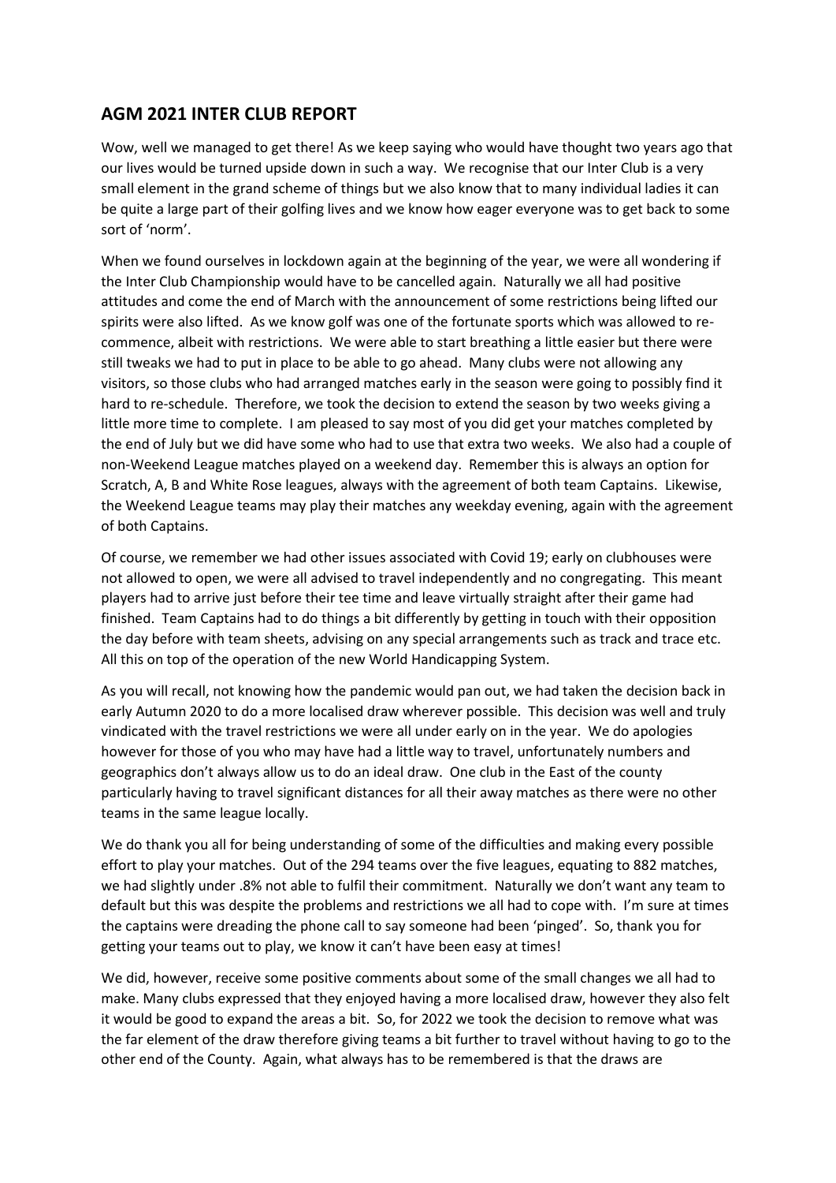## AGM 2021 INTER CLUB REPORT

Wow, well we managed to get there! As we keep saying who would have thought two years ago that our lives would be turned upside down in such a way. We recognise that our Inter Club is a very small element in the grand scheme of things but we also know that to many individual ladies it can be quite a large part of their golfing lives and we know how eager everyone was to get back to some sort of 'norm'.

When we found ourselves in lockdown again at the beginning of the year, we were all wondering if the Inter Club Championship would have to be cancelled again. Naturally we all had positive attitudes and come the end of March with the announcement of some restrictions being lifted our spirits were also lifted. As we know golf was one of the fortunate sports which was allowed to re-commence, albeit with restrictions. We were able to start breathing a little easier but there were still tweaks we had to put in place to be able to go ahead. Many clubs were not allowing any visitors, so those clubs who had arranged matches early in the season were going to possibly find it hard to re-schedule. Therefore, we took the decision to extend the season by two weeks giving a little more time to complete. I am pleased to say most of you did get your matches completed by the end of July but we did have some who had to use that extra two weeks. We also had a couple of non-Weekend League matches played on a weekend day. Remember this is always an option for Scratch, A, B and White Rose leagues, always with the agreement of both team Captains. Likewise, the Weekend League teams may play their matches any weekday evening, again with the agreement of both Captains.

Of course, we remember we had other issues associated with Covid 19; early on clubhouses were not allowed to open, we were all advised to travel independently and no congregating. This meant players had to arrive just before their tee time and leave virtually straight after their game had finished. Team Captains had to do things a bit differently by getting in touch with their opposition the day before with team sheets, advising on any special arrangements such as track and trace etc. All this on top of the operation of the new World Handicapping System.

As you will recall, not knowing how the pandemic would pan out, we had taken the decision back in early Autumn 2020 to do a more localised draw wherever possible. This decision was well and truly vindicated with the travel restrictions we were all under early on in the year. We do apologies however for those of you who may have had a little way to travel, unfortunately numbers and geographics don't always allow us to do an ideal draw. One club in the East of the county particularly having to travel significant distances for all their away matches as there were no other teams in the same league locally.

We do thank you all for being understanding of some of the difficulties and making every possible effort to play your matches. Out of the 294 teams over the five leagues, equating to 882 matches, we had slightly under .8% not able to fulfil their commitment. Naturally we don't want any team to default but this was despite the problems and restrictions we all had to cope with. I'm sure at times the captains were dreading the phone call to say someone had been 'pinged'. So, thank you for getting your teams out to play, we know it can't have been easy at times!

We did, however, receive some positive comments about some of the small changes we all had to make. Many clubs expressed that they enjoyed having a more localised draw, however they also felt it would be good to expand the areas a bit. So, for 2022 we took the decision to remove what was the far element of the draw therefore giving teams a bit further to travel without having to go to the other end of the County. Again, what always has to be remembered is that the draws are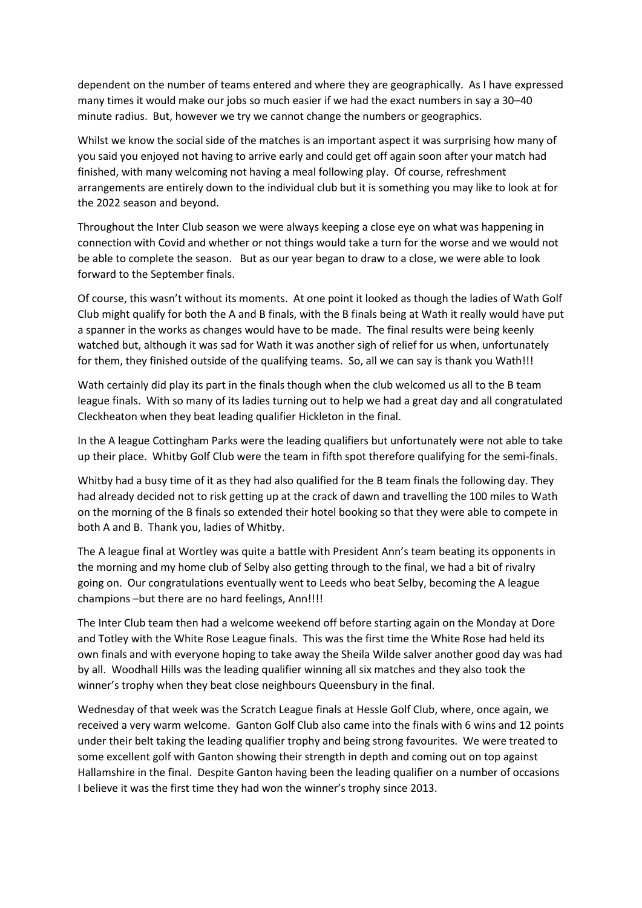dependent on the number of teams entered and where they are geographically. As I have expressed many times it would make our jobs so much easier if we had the exact numbers in say a 30–40 minute radius. But, however we try we cannot change the numbers or geographics.

Whilst we know the social side of the matches is an important aspect it was surprising how many of you said you enjoyed not having to arrive early and could get off again soon after your match had finished, with many welcoming not having a meal following play. Of course, refreshment arrangements are entirely down to the individual club but it is something you may like to look at for the 2022 season and beyond.

Throughout the Inter Club season we were always keeping a close eye on what was happening in connection with Covid and whether or not things would take a turn for the worse and we would not be able to complete the season. But as our year began to draw to a close, we were able to look forward to the September finals.

Of course, this wasn't without its moments. At one point it looked as though the ladies of Wath Golf Club might qualify for both the A and B finals, with the B finals being at Wath it really would have put a spanner in the works as changes would have to be made. The final results were being keenly watched but, although it was sad for Wath it was another sigh of relief for us when, unfortunately for them, they finished outside of the qualifying teams. So, all we can say is thank you Wath!!!

Wath certainly did play its part in the finals though when the club welcomed us all to the B team league finals. With so many of its ladies turning out to help we had a great day and all congratulated Cleckheaton when they beat leading qualifier Hickleton in the final.

In the A league Cottingham Parks were the leading qualifiers but unfortunately were not able to take up their place. Whitby Golf Club were the team in fifth spot therefore qualifying for the semi-finals.

Whitby had a busy time of it as they had also qualified for the B team finals the following day. They had already decided not to risk getting up at the crack of dawn and travelling the 100 miles to Wath on the morning of the B finals so extended their hotel booking so that they were able to compete in both A and B. Thank you, ladies of Whitby.

The A league final at Wortley was quite a battle with President Ann's team beating its opponents in the morning and my home club of Selby also getting through to the final, we had a bit of rivalry going on. Our congratulations eventually went to Leeds who beat Selby, becoming the A league champions –but there are no hard feelings, Ann!!!!

The Inter Club team then had a welcome weekend off before starting again on the Monday at Dore and Totley with the White Rose League finals. This was the first time the White Rose had held its own finals and with everyone hoping to take away the Sheila Wilde salver another good day was had by all. Woodhall Hills was the leading qualifier winning all six matches and they also took the winner's trophy when they beat close neighbours Queensbury in the final.

Wednesday of that week was the Scratch League finals at Hessle Golf Club, where, once again, we received a very warm welcome. Ganton Golf Club also came into the finals with 6 wins and 12 points under their belt taking the leading qualifier trophy and being strong favourites. We were treated to some excellent golf with Ganton showing their strength in depth and coming out on top against Hallamshire in the final. Despite Ganton having been the leading qualifier on a number of occasions I believe it was the first time they had won the winner's trophy since 2013.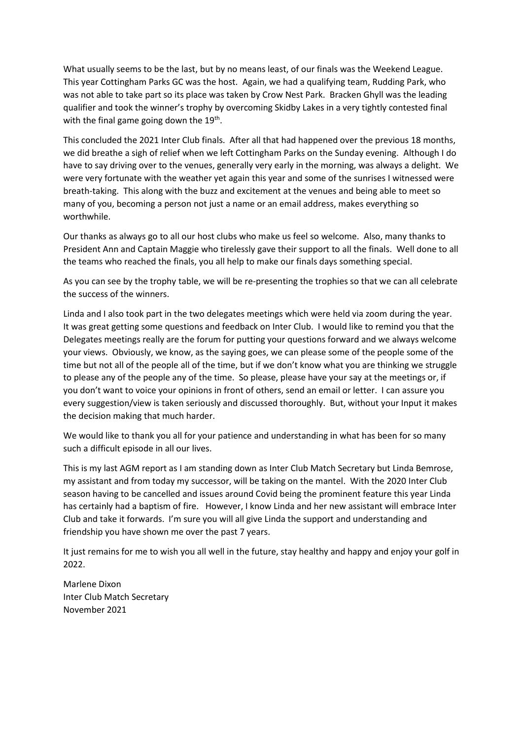What usually seems to be the last, but by no means least, of our finals was the Weekend League. This year Cottingham Parks GC was the host. Again, we had a qualifying team, Rudding Park, who was not able to take part so its place was taken by Crow Nest Park. Bracken Ghyll was the leading qualifier and took the winner's trophy by overcoming Skidby Lakes in a very tightly contested final with the final game going down the 19th.

This concluded the 2021 Inter Club finals. After all that had happened over the previous 18 months, we did breathe a sigh of relief when we left Cottingham Parks on the Sunday evening. Although I do have to say driving over to the venues, generally very early in the morning, was always a delight. We were very fortunate with the weather yet again this year and some of the sunrises I witnessed were breath-taking. This along with the buzz and excitement at the venues and being able to meet so many of you, becoming a person not just a name or an email address, makes everything so worthwhile.

Our thanks as always go to all our host clubs who make us feel so welcome. Also, many thanks to President Ann and Captain Maggie who tirelessly gave their support to all the finals. Well done to all the teams who reached the finals, you all help to make our finals days something special.

As you can see by the trophy table, we will be re-presenting the trophies so that we can all celebrate the success of the winners.

Linda and I also took part in the two delegates meetings which were held via zoom during the year. It was great getting some questions and feedback on Inter Club. I would like to remind you that the Delegates meetings really are the forum for putting your questions forward and we always welcome your views. Obviously, we know, as the saying goes, we can please some of the people some of the time but not all of the people all of the time, but if we don't know what you are thinking we struggle to please any of the people any of the time. So please, please have your say at the meetings or, if you don't want to voice your opinions in front of others, send an email or letter. I can assure you every suggestion/view is taken seriously and discussed thoroughly. But, without your Input it makes the decision making that much harder.

We would like to thank you all for your patience and understanding in what has been for so many such a difficult episode in all our lives.

This is my last AGM report as I am standing down as Inter Club Match Secretary but Linda Bemrose, my assistant and from today my successor, will be taking on the mantel. With the 2020 Inter Club season having to be cancelled and issues around Covid being the prominent feature this year Linda has certainly had a baptism of fire. However, I know Linda and her new assistant will embrace Inter Club and take it forwards. I'm sure you will all give Linda the support and understanding and friendship you have shown me over the past 7 years.

It just remains for me to wish you all well in the future, stay healthy and happy and enjoy your golf in 2022.

Marlene Dixon
Inter Club Match Secretary
November 2021